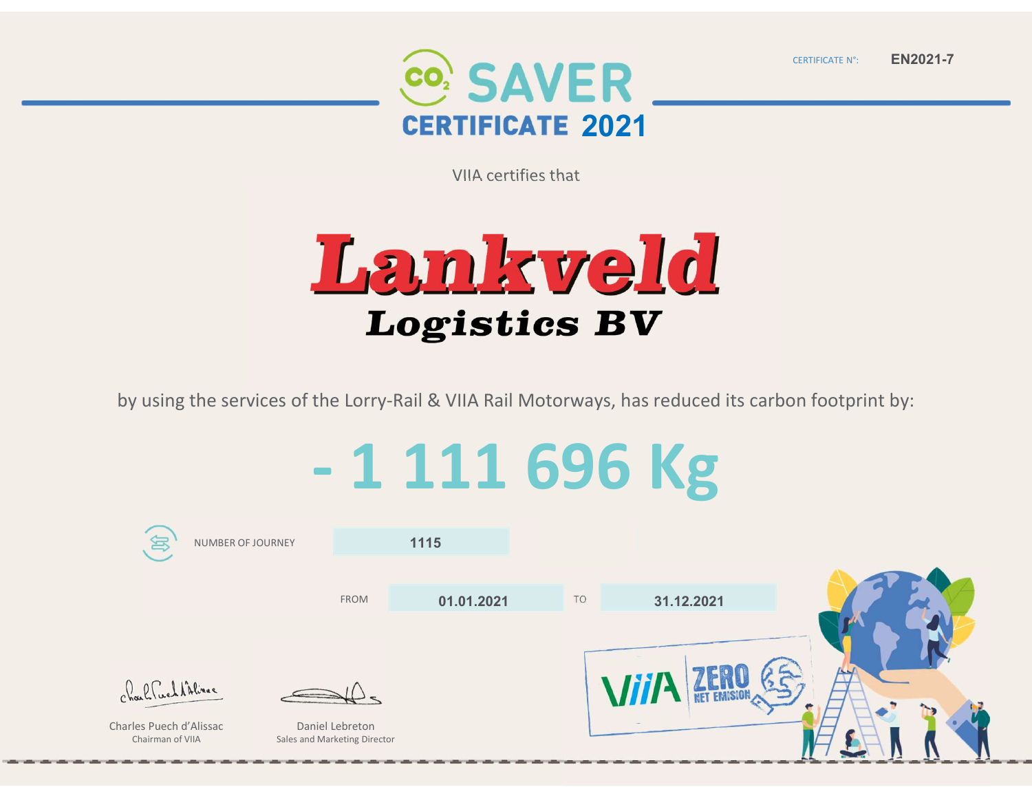CERTIFICATE N°: **EN2021-7**

# $CO_2$ SAVER CERTIFICATE 2021

VIIA certifies that

# Lankveld
## Logistics BV

by using the services of the Lorry-Rail & VIIA Rail Motorways, has reduced its carbon footprint by:

# - 1 111 696 Kg

NUMBER OF JOURNEY **1115**

FROM **01.01.2021** TO **31.12.2021**

Charles Puech d'Alissac
Chairman of VIIA

Daniel Lebreton
Sales and Marketing Director

VIIA ZERO NET EMISION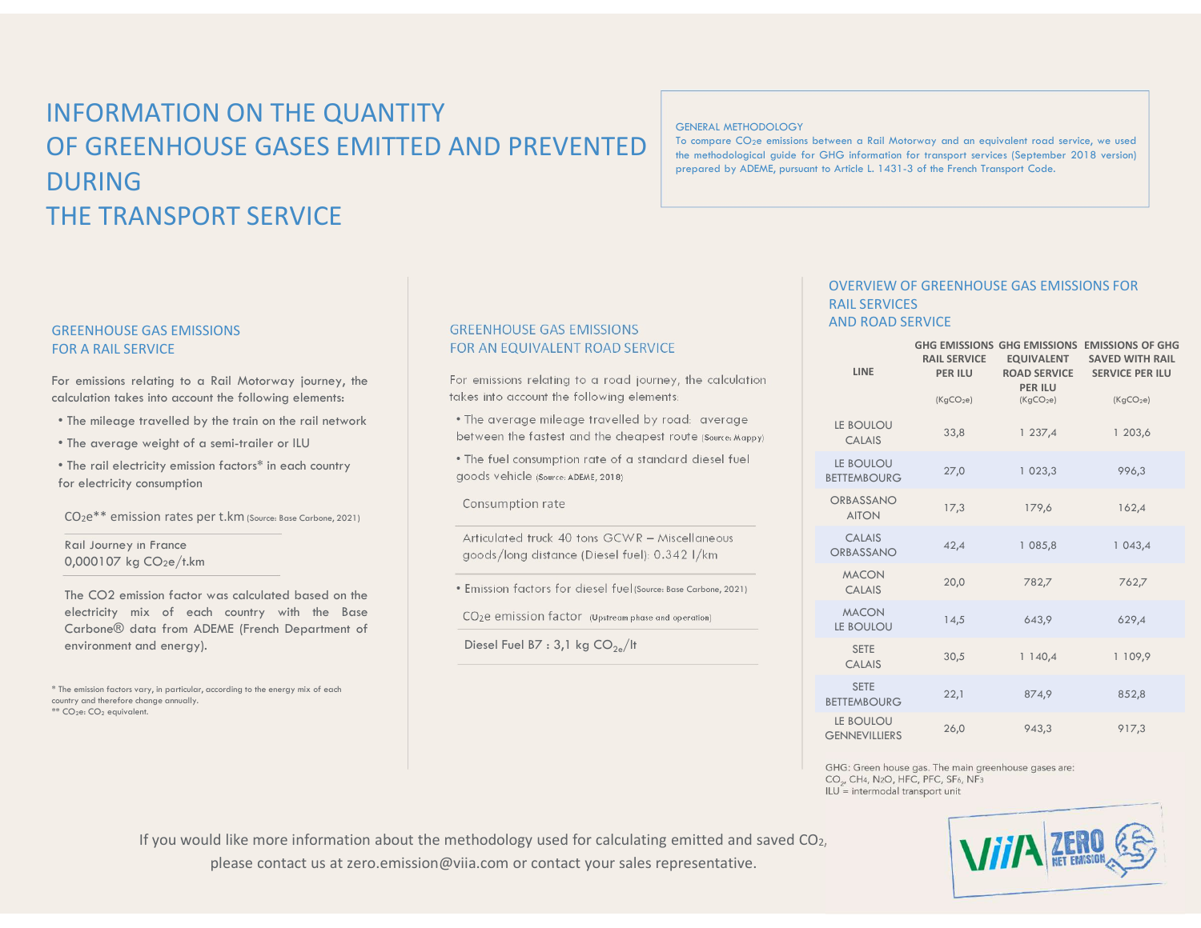# INFORMATION ON THE QUANTITY OF GREENHOUSE GASES EMITTED AND PREVENTED DURING THE TRANSPORT SERVICE

GENERAL METHODOLOGY

To compare $CO_2e$ emissions between a Rail Motorway and an equivalent road service, we used the methodological guide for GHG information for transport services (September 2018 version) prepared by ADEME, pursuant to Article L. 1431-3 of the French Transport Code.

## GREENHOUSE GAS EMISSIONS FOR A RAIL SERVICE

For emissions relating to a Rail Motorway journey, the calculation takes into account the following elements:

- The mileage travelled by the train on the rail network
- The average weight of a semi-trailer or ILU
- The rail electricity emission factors* in each country for electricity consumption

$CO_2e$** emission rates per t.km (Source: Base Carbone, 2021)

Rail Journey in France
0,000107 kg $CO_2e$/t.km

The CO2 emission factor was calculated based on the electricity mix of each country with the Base Carbone® data from ADEME (French Department of environment and energy).

\* The emission factors vary, in particular, according to the energy mix of each country and therefore change annually.
\*\* $CO_2e$: $CO_2$ equivalent.

## GREENHOUSE GAS EMISSIONS FOR AN EQUIVALENT ROAD SERVICE

For emissions relating to a road journey, the calculation takes into account the following elements:

- The average mileage travelled by road: average between the fastest and the cheapest route (Source: Mappy)
- The fuel consumption rate of a standard diesel fuel goods vehicle (Source: ADEME, 2018)

Consumption rate

Articulated truck 40 tons GCWR – Miscellaneous goods/long distance (Diesel fuel): 0.342 l/km

- Emission factors for diesel fuel (Source: Base Carbone, 2021)

$CO_2e$ emission factor (Upstream phase and operation)

Diesel Fuel B7 : 3,1 kg $CO_{2e}$/lt

## OVERVIEW OF GREENHOUSE GAS EMISSIONS FOR RAIL SERVICES AND ROAD SERVICE

| LINE | GHG EMISSIONS RAIL SERVICE PER ILU (KgCO₂e) | GHG EMISSIONS EQUIVALENT ROAD SERVICE PER ILU (KgCO₂e) | EMISSIONS OF GHG SAVED WITH RAIL SERVICE PER ILU (KgCO₂e) |
|---|---|---|---|
| LE BOULOU CALAIS | 33,8 | 1 237,4 | 1 203,6 |
| LE BOULOU BETTEMBOURG | 27,0 | 1 023,3 | 996,3 |
| ORBASSANO AITON | 17,3 | 179,6 | 162,4 |
| CALAIS ORBASSANO | 42,4 | 1 085,8 | 1 043,4 |
| MACON CALAIS | 20,0 | 782,7 | 762,7 |
| MACON LE BOULOU | 14,5 | 643,9 | 629,4 |
| SETE CALAIS | 30,5 | 1 140,4 | 1 109,9 |
| SETE BETTEMBOURG | 22,1 | 874,9 | 852,8 |
| LE BOULOU GENNEVILLIERS | 26,0 | 943,3 | 917,3 |

GHG: Green house gas. The main greenhouse gases are: $CO_2$, $CH_4$, $N_2O$, HFC, PFC, $SF_6$, $NF_3$
ILU = intermodal transport unit

If you would like more information about the methodology used for calculating emitted and saved $CO_2$, please contact us at zero.emission@viia.com or contact your sales representative.

VIIA ZERO NET EMISSION